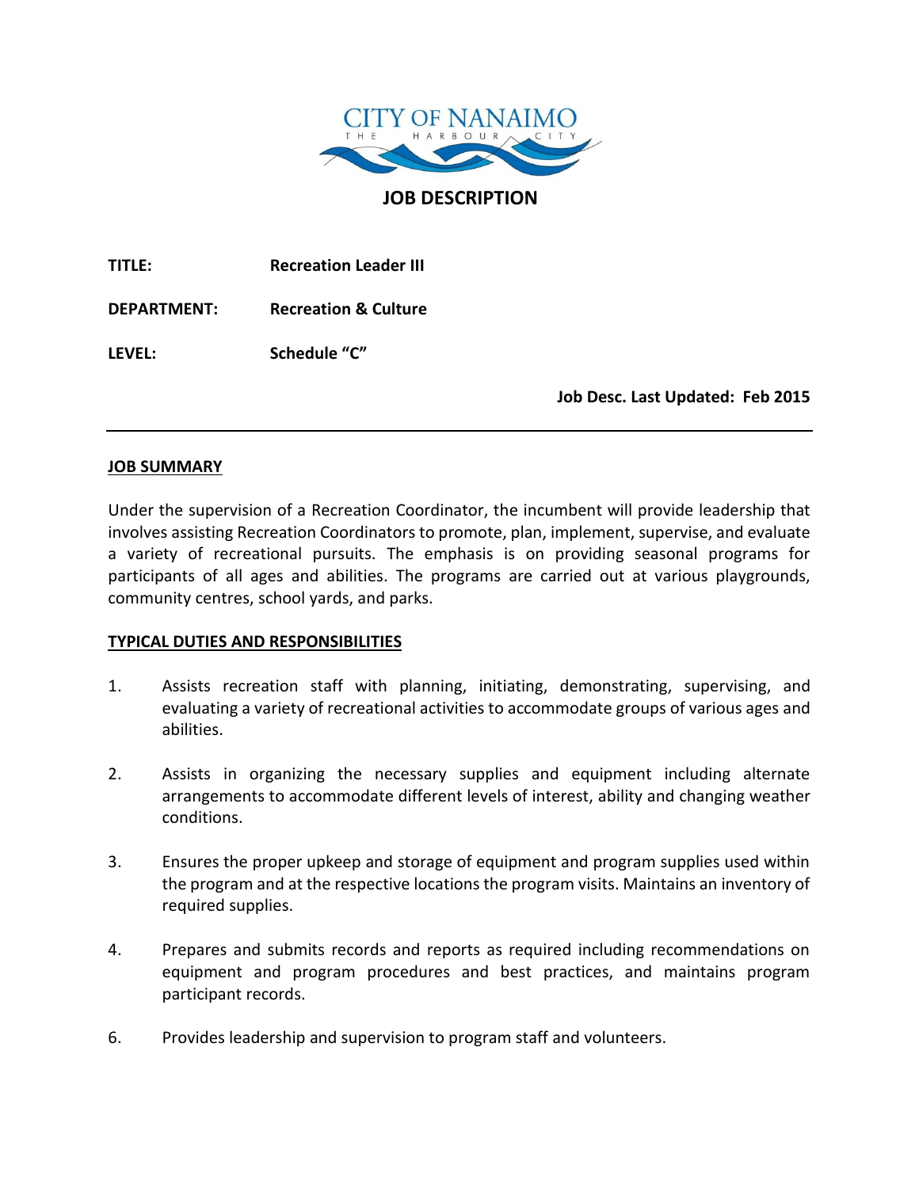CITY OF NANAIMO
THE HARBOUR CITY

# JOB DESCRIPTION

**TITLE:** **Recreation Leader III**

**DEPARTMENT:** **Recreation & Culture**

**LEVEL:** **Schedule "C"**

**Job Desc. Last Updated: Feb 2015**

---

## JOB SUMMARY

Under the supervision of a Recreation Coordinator, the incumbent will provide leadership that involves assisting Recreation Coordinators to promote, plan, implement, supervise, and evaluate a variety of recreational pursuits. The emphasis is on providing seasonal programs for participants of all ages and abilities. The programs are carried out at various playgrounds, community centres, school yards, and parks.

## TYPICAL DUTIES AND RESPONSIBILITIES

1. Assists recreation staff with planning, initiating, demonstrating, supervising, and evaluating a variety of recreational activities to accommodate groups of various ages and abilities.

2. Assists in organizing the necessary supplies and equipment including alternate arrangements to accommodate different levels of interest, ability and changing weather conditions.

3. Ensures the proper upkeep and storage of equipment and program supplies used within the program and at the respective locations the program visits. Maintains an inventory of required supplies.

4. Prepares and submits records and reports as required including recommendations on equipment and program procedures and best practices, and maintains program participant records.

6. Provides leadership and supervision to program staff and volunteers.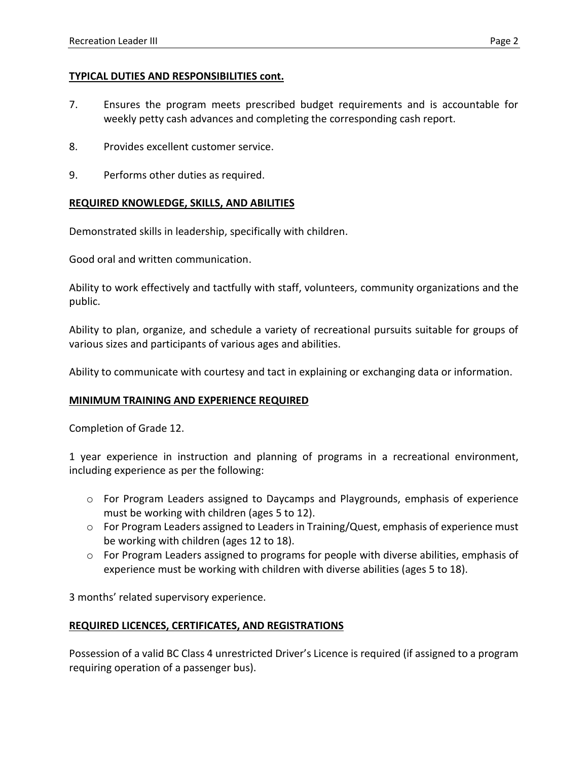## TYPICAL DUTIES AND RESPONSIBILITIES cont.

7. Ensures the program meets prescribed budget requirements and is accountable for weekly petty cash advances and completing the corresponding cash report.

8. Provides excellent customer service.

9. Performs other duties as required.

## REQUIRED KNOWLEDGE, SKILLS, AND ABILITIES

Demonstrated skills in leadership, specifically with children.

Good oral and written communication.

Ability to work effectively and tactfully with staff, volunteers, community organizations and the public.

Ability to plan, organize, and schedule a variety of recreational pursuits suitable for groups of various sizes and participants of various ages and abilities.

Ability to communicate with courtesy and tact in explaining or exchanging data or information.

## MINIMUM TRAINING AND EXPERIENCE REQUIRED

Completion of Grade 12.

1 year experience in instruction and planning of programs in a recreational environment, including experience as per the following:

- For Program Leaders assigned to Daycamps and Playgrounds, emphasis of experience must be working with children (ages 5 to 12).
- For Program Leaders assigned to Leaders in Training/Quest, emphasis of experience must be working with children (ages 12 to 18).
- For Program Leaders assigned to programs for people with diverse abilities, emphasis of experience must be working with children with diverse abilities (ages 5 to 18).

3 months' related supervisory experience.

## REQUIRED LICENCES, CERTIFICATES, AND REGISTRATIONS

Possession of a valid BC Class 4 unrestricted Driver's Licence is required (if assigned to a program requiring operation of a passenger bus).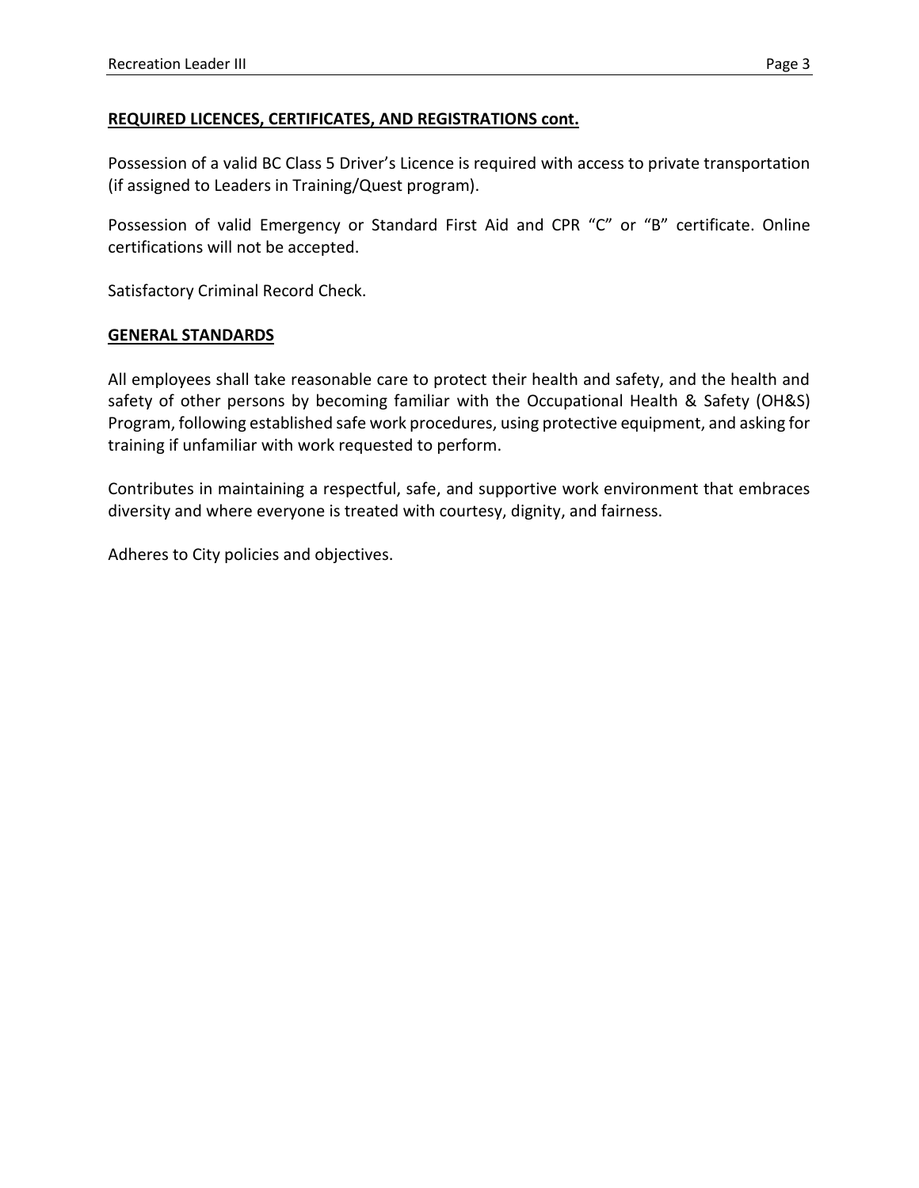## REQUIRED LICENCES, CERTIFICATES, AND REGISTRATIONS cont.

Possession of a valid BC Class 5 Driver's Licence is required with access to private transportation (if assigned to Leaders in Training/Quest program).

Possession of valid Emergency or Standard First Aid and CPR "C" or "B" certificate. Online certifications will not be accepted.

Satisfactory Criminal Record Check.

## GENERAL STANDARDS

All employees shall take reasonable care to protect their health and safety, and the health and safety of other persons by becoming familiar with the Occupational Health & Safety (OH&S) Program, following established safe work procedures, using protective equipment, and asking for training if unfamiliar with work requested to perform.

Contributes in maintaining a respectful, safe, and supportive work environment that embraces diversity and where everyone is treated with courtesy, dignity, and fairness.

Adheres to City policies and objectives.